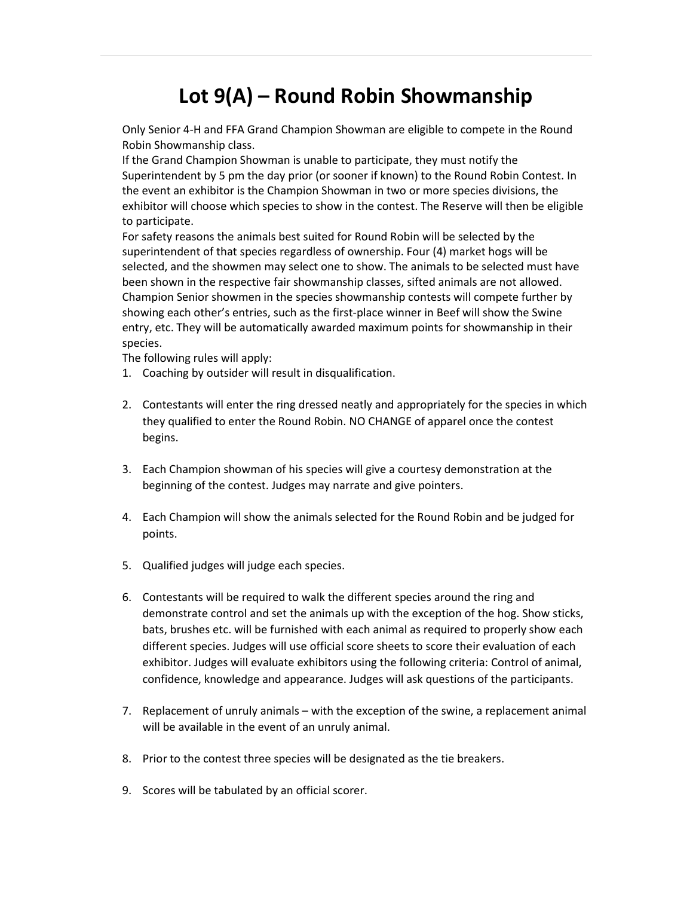# Lot 9(A) – Round Robin Showmanship

Only Senior 4-H and FFA Grand Champion Showman are eligible to compete in the Round Robin Showmanship class.

If the Grand Champion Showman is unable to participate, they must notify the Superintendent by 5 pm the day prior (or sooner if known) to the Round Robin Contest. In the event an exhibitor is the Champion Showman in two or more species divisions, the exhibitor will choose which species to show in the contest. The Reserve will then be eligible to participate.

For safety reasons the animals best suited for Round Robin will be selected by the superintendent of that species regardless of ownership. Four (4) market hogs will be selected, and the showmen may select one to show. The animals to be selected must have been shown in the respective fair showmanship classes, sifted animals are not allowed. Champion Senior showmen in the species showmanship contests will compete further by showing each other's entries, such as the first-place winner in Beef will show the Swine entry, etc. They will be automatically awarded maximum points for showmanship in their species.

The following rules will apply:

1. Coaching by outsider will result in disqualification.

2. Contestants will enter the ring dressed neatly and appropriately for the species in which they qualified to enter the Round Robin. NO CHANGE of apparel once the contest begins.

3. Each Champion showman of his species will give a courtesy demonstration at the beginning of the contest. Judges may narrate and give pointers.

4. Each Champion will show the animals selected for the Round Robin and be judged for points.

5. Qualified judges will judge each species.

6. Contestants will be required to walk the different species around the ring and demonstrate control and set the animals up with the exception of the hog. Show sticks, bats, brushes etc. will be furnished with each animal as required to properly show each different species. Judges will use official score sheets to score their evaluation of each exhibitor. Judges will evaluate exhibitors using the following criteria: Control of animal, confidence, knowledge and appearance. Judges will ask questions of the participants.

7. Replacement of unruly animals – with the exception of the swine, a replacement animal will be available in the event of an unruly animal.

8. Prior to the contest three species will be designated as the tie breakers.

9. Scores will be tabulated by an official scorer.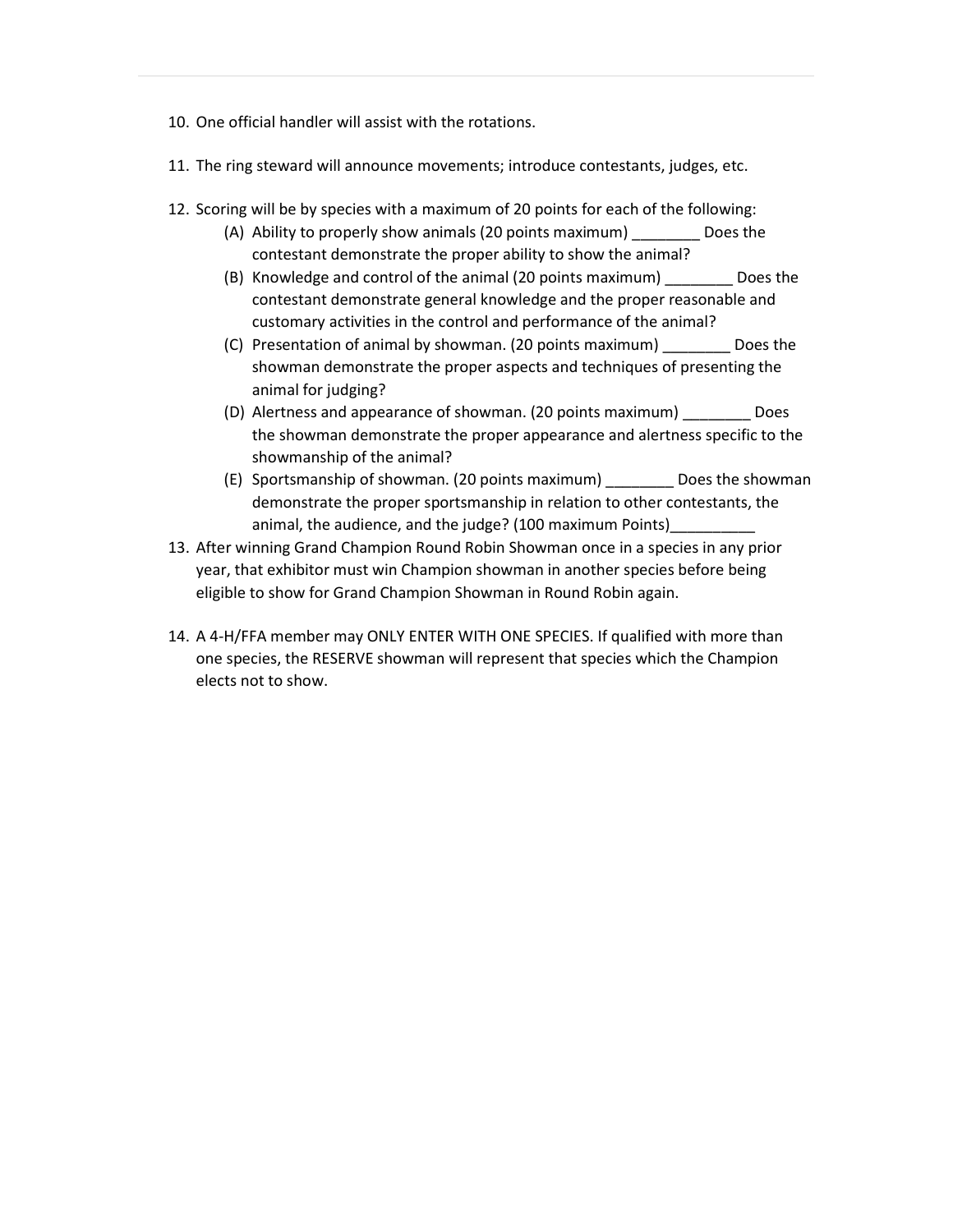10. One official handler will assist with the rotations.

11. The ring steward will announce movements; introduce contestants, judges, etc.

12. Scoring will be by species with a maximum of 20 points for each of the following:
    (A) Ability to properly show animals (20 points maximum) ________ Does the contestant demonstrate the proper ability to show the animal?
    (B) Knowledge and control of the animal (20 points maximum) ________ Does the contestant demonstrate general knowledge and the proper reasonable and customary activities in the control and performance of the animal?
    (C) Presentation of animal by showman. (20 points maximum) ________ Does the showman demonstrate the proper aspects and techniques of presenting the animal for judging?
    (D) Alertness and appearance of showman. (20 points maximum) ________ Does the showman demonstrate the proper appearance and alertness specific to the showmanship of the animal?
    (E) Sportsmanship of showman. (20 points maximum) ________ Does the showman demonstrate the proper sportsmanship in relation to other contestants, the animal, the audience, and the judge? (100 maximum Points)__________

13. After winning Grand Champion Round Robin Showman once in a species in any prior year, that exhibitor must win Champion showman in another species before being eligible to show for Grand Champion Showman in Round Robin again.

14. A 4-H/FFA member may ONLY ENTER WITH ONE SPECIES. If qualified with more than one species, the RESERVE showman will represent that species which the Champion elects not to show.